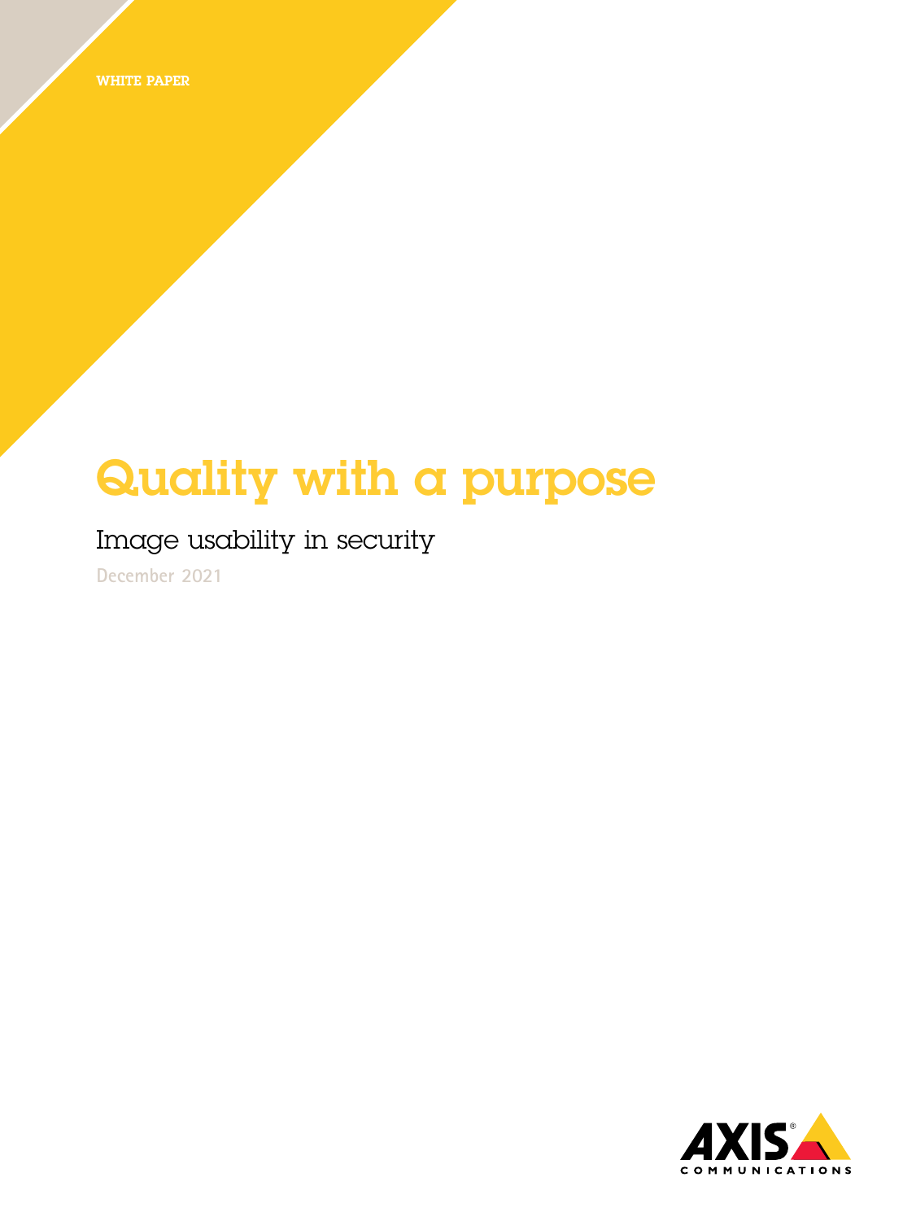WHITE PAPER

# Quality with a purpose

## Image usability in security

December 2021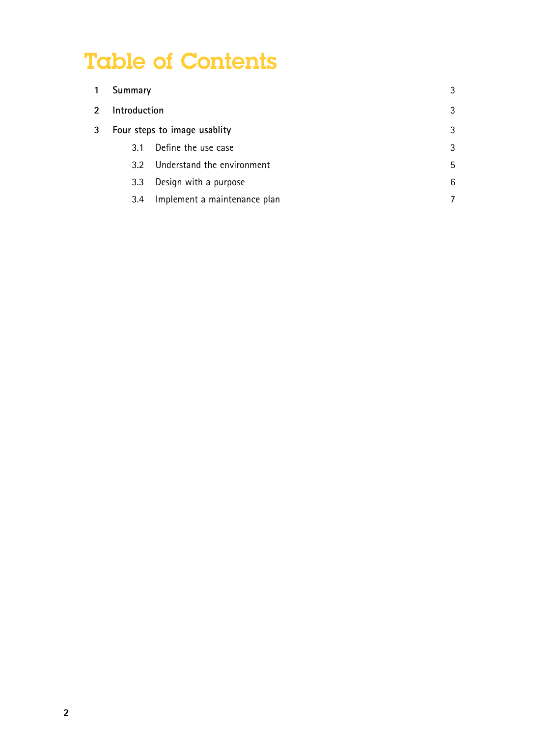# Table of Contents

| | | |
|---|---|---|
| 1 | Summary | 3 |
| 2 | Introduction | 3 |
| 3 | Four steps to image usablity | 3 |
| | 3.1 Define the use case | 3 |
| | 3.2 Understand the environment | 5 |
| | 3.3 Design with a purpose | 6 |
| | 3.4 Implement a maintenance plan | 7 |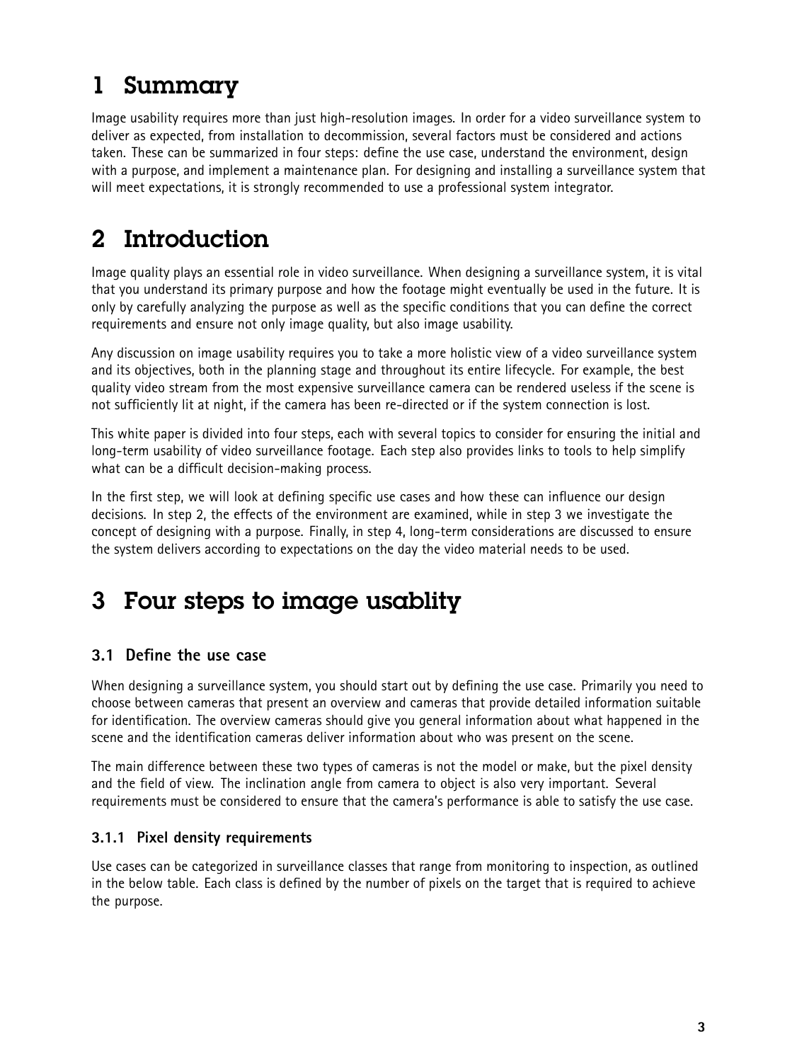# 1 Summary

Image usability requires more than just high-resolution images. In order for a video surveillance system to deliver as expected, from installation to decommission, several factors must be considered and actions taken. These can be summarized in four steps: define the use case, understand the environment, design with a purpose, and implement a maintenance plan. For designing and installing a surveillance system that will meet expectations, it is strongly recommended to use a professional system integrator.

# 2 Introduction

Image quality plays an essential role in video surveillance. When designing a surveillance system, it is vital that you understand its primary purpose and how the footage might eventually be used in the future. It is only by carefully analyzing the purpose as well as the specific conditions that you can define the correct requirements and ensure not only image quality, but also image usability.

Any discussion on image usability requires you to take a more holistic view of a video surveillance system and its objectives, both in the planning stage and throughout its entire lifecycle. For example, the best quality video stream from the most expensive surveillance camera can be rendered useless if the scene is not sufficiently lit at night, if the camera has been re-directed or if the system connection is lost.

This white paper is divided into four steps, each with several topics to consider for ensuring the initial and long-term usability of video surveillance footage. Each step also provides links to tools to help simplify what can be a difficult decision-making process.

In the first step, we will look at defining specific use cases and how these can influence our design decisions. In step 2, the effects of the environment are examined, while in step 3 we investigate the concept of designing with a purpose. Finally, in step 4, long-term considerations are discussed to ensure the system delivers according to expectations on the day the video material needs to be used.

# 3 Four steps to image usablity

## 3.1 Define the use case

When designing a surveillance system, you should start out by defining the use case. Primarily you need to choose between cameras that present an overview and cameras that provide detailed information suitable for identification. The overview cameras should give you general information about what happened in the scene and the identification cameras deliver information about who was present on the scene.

The main difference between these two types of cameras is not the model or make, but the pixel density and the field of view. The inclination angle from camera to object is also very important. Several requirements must be considered to ensure that the camera's performance is able to satisfy the use case.

### 3.1.1 Pixel density requirements

Use cases can be categorized in surveillance classes that range from monitoring to inspection, as outlined in the below table. Each class is defined by the number of pixels on the target that is required to achieve the purpose.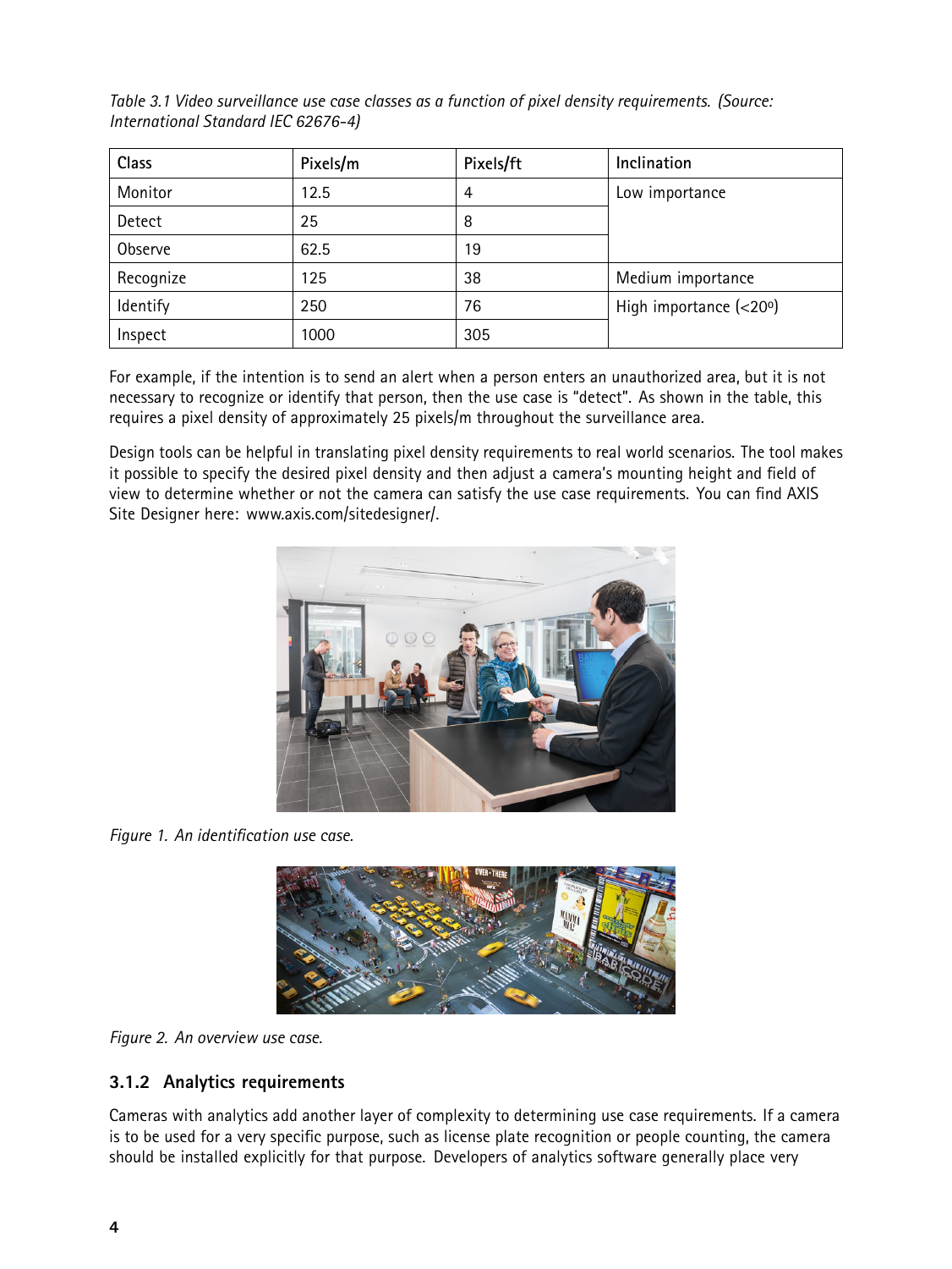*Table 3.1 Video surveillance use case classes as a function of pixel density requirements. (Source: International Standard IEC 62676-4)*

| Class | Pixels/m | Pixels/ft | Inclination |
|---|---|---|---|
| Monitor | 12.5 | 4 | Low importance |
| Detect | 25 | 8 | |
| Observe | 62.5 | 19 | |
| Recognize | 125 | 38 | Medium importance |
| Identify | 250 | 76 | High importance (<20º) |
| Inspect | 1000 | 305 | |

For example, if the intention is to send an alert when a person enters an unauthorized area, but it is not necessary to recognize or identify that person, then the use case is "detect". As shown in the table, this requires a pixel density of approximately 25 pixels/m throughout the surveillance area.

Design tools can be helpful in translating pixel density requirements to real world scenarios. The tool makes it possible to specify the desired pixel density and then adjust a camera's mounting height and field of view to determine whether or not the camera can satisfy the use case requirements. You can find AXIS Site Designer here: www.axis.com/sitedesigner/.

*Figure 1. An identification use case.*

*Figure 2. An overview use case.*

### 3.1.2 Analytics requirements

Cameras with analytics add another layer of complexity to determining use case requirements. If a camera is to be used for a very specific purpose, such as license plate recognition or people counting, the camera should be installed explicitly for that purpose. Developers of analytics software generally place very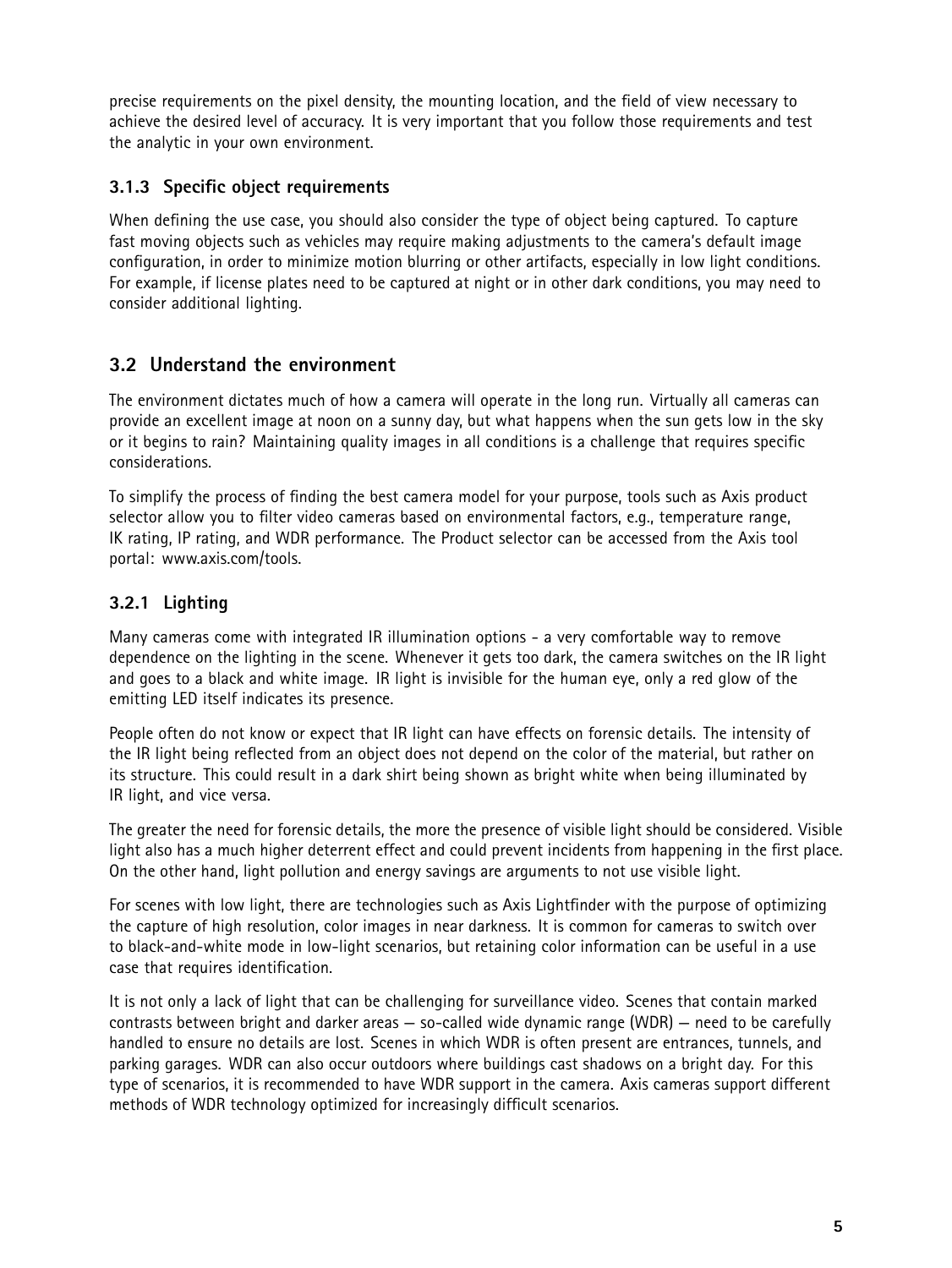precise requirements on the pixel density, the mounting location, and the field of view necessary to achieve the desired level of accuracy. It is very important that you follow those requirements and test the analytic in your own environment.

### 3.1.3 Specific object requirements

When defining the use case, you should also consider the type of object being captured. To capture fast moving objects such as vehicles may require making adjustments to the camera's default image configuration, in order to minimize motion blurring or other artifacts, especially in low light conditions. For example, if license plates need to be captured at night or in other dark conditions, you may need to consider additional lighting.

## 3.2 Understand the environment

The environment dictates much of how a camera will operate in the long run. Virtually all cameras can provide an excellent image at noon on a sunny day, but what happens when the sun gets low in the sky or it begins to rain? Maintaining quality images in all conditions is a challenge that requires specific considerations.

To simplify the process of finding the best camera model for your purpose, tools such as Axis product selector allow you to filter video cameras based on environmental factors, e.g., temperature range, IK rating, IP rating, and WDR performance. The Product selector can be accessed from the Axis tool portal: www.axis.com/tools.

### 3.2.1 Lighting

Many cameras come with integrated IR illumination options - a very comfortable way to remove dependence on the lighting in the scene. Whenever it gets too dark, the camera switches on the IR light and goes to a black and white image. IR light is invisible for the human eye, only a red glow of the emitting LED itself indicates its presence.

People often do not know or expect that IR light can have effects on forensic details. The intensity of the IR light being reflected from an object does not depend on the color of the material, but rather on its structure. This could result in a dark shirt being shown as bright white when being illuminated by IR light, and vice versa.

The greater the need for forensic details, the more the presence of visible light should be considered. Visible light also has a much higher deterrent effect and could prevent incidents from happening in the first place. On the other hand, light pollution and energy savings are arguments to not use visible light.

For scenes with low light, there are technologies such as Axis Lightfinder with the purpose of optimizing the capture of high resolution, color images in near darkness. It is common for cameras to switch over to black-and-white mode in low-light scenarios, but retaining color information can be useful in a use case that requires identification.

It is not only a lack of light that can be challenging for surveillance video. Scenes that contain marked contrasts between bright and darker areas — so-called wide dynamic range (WDR) — need to be carefully handled to ensure no details are lost. Scenes in which WDR is often present are entrances, tunnels, and parking garages. WDR can also occur outdoors where buildings cast shadows on a bright day. For this type of scenarios, it is recommended to have WDR support in the camera. Axis cameras support different methods of WDR technology optimized for increasingly difficult scenarios.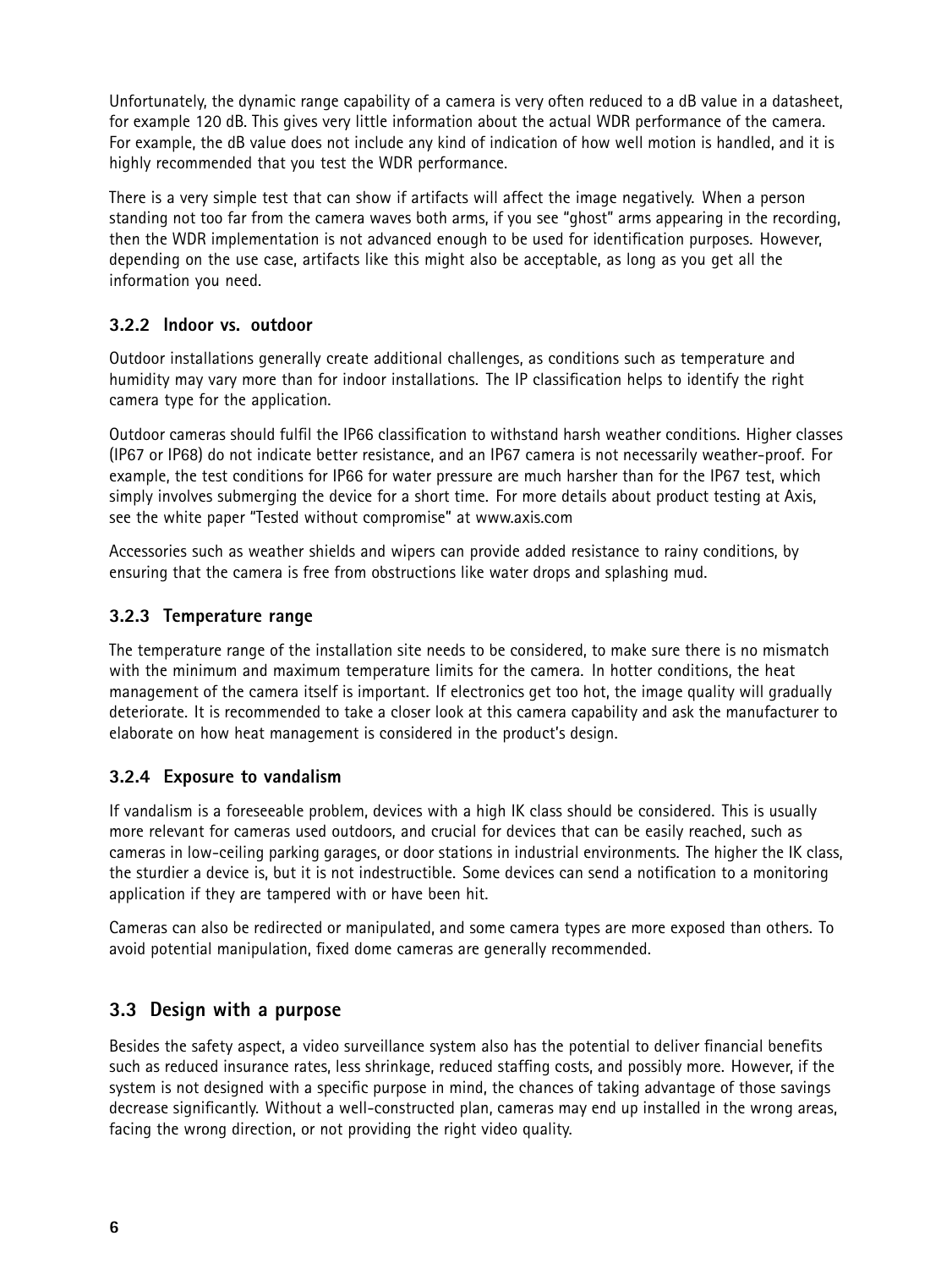Unfortunately, the dynamic range capability of a camera is very often reduced to a dB value in a datasheet, for example 120 dB. This gives very little information about the actual WDR performance of the camera. For example, the dB value does not include any kind of indication of how well motion is handled, and it is highly recommended that you test the WDR performance.

There is a very simple test that can show if artifacts will affect the image negatively. When a person standing not too far from the camera waves both arms, if you see "ghost" arms appearing in the recording, then the WDR implementation is not advanced enough to be used for identification purposes. However, depending on the use case, artifacts like this might also be acceptable, as long as you get all the information you need.

### 3.2.2 Indoor vs. outdoor

Outdoor installations generally create additional challenges, as conditions such as temperature and humidity may vary more than for indoor installations. The IP classification helps to identify the right camera type for the application.

Outdoor cameras should fulfil the IP66 classification to withstand harsh weather conditions. Higher classes (IP67 or IP68) do not indicate better resistance, and an IP67 camera is not necessarily weather-proof. For example, the test conditions for IP66 for water pressure are much harsher than for the IP67 test, which simply involves submerging the device for a short time. For more details about product testing at Axis, see the white paper "Tested without compromise" at www.axis.com

Accessories such as weather shields and wipers can provide added resistance to rainy conditions, by ensuring that the camera is free from obstructions like water drops and splashing mud.

### 3.2.3 Temperature range

The temperature range of the installation site needs to be considered, to make sure there is no mismatch with the minimum and maximum temperature limits for the camera. In hotter conditions, the heat management of the camera itself is important. If electronics get too hot, the image quality will gradually deteriorate. It is recommended to take a closer look at this camera capability and ask the manufacturer to elaborate on how heat management is considered in the product's design.

### 3.2.4 Exposure to vandalism

If vandalism is a foreseeable problem, devices with a high IK class should be considered. This is usually more relevant for cameras used outdoors, and crucial for devices that can be easily reached, such as cameras in low-ceiling parking garages, or door stations in industrial environments. The higher the IK class, the sturdier a device is, but it is not indestructible. Some devices can send a notification to a monitoring application if they are tampered with or have been hit.

Cameras can also be redirected or manipulated, and some camera types are more exposed than others. To avoid potential manipulation, fixed dome cameras are generally recommended.

## 3.3 Design with a purpose

Besides the safety aspect, a video surveillance system also has the potential to deliver financial benefits such as reduced insurance rates, less shrinkage, reduced staffing costs, and possibly more. However, if the system is not designed with a specific purpose in mind, the chances of taking advantage of those savings decrease significantly. Without a well-constructed plan, cameras may end up installed in the wrong areas, facing the wrong direction, or not providing the right video quality.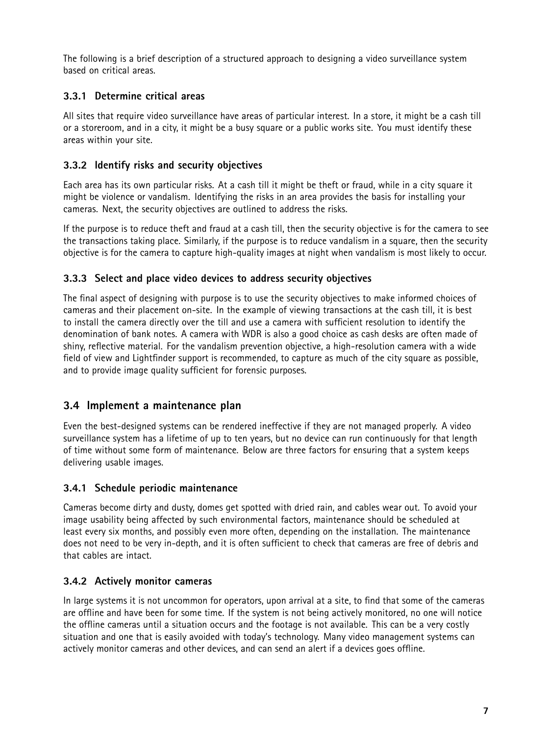The following is a brief description of a structured approach to designing a video surveillance system based on critical areas.

### 3.3.1 Determine critical areas

All sites that require video surveillance have areas of particular interest. In a store, it might be a cash till or a storeroom, and in a city, it might be a busy square or a public works site. You must identify these areas within your site.

### 3.3.2 Identify risks and security objectives

Each area has its own particular risks. At a cash till it might be theft or fraud, while in a city square it might be violence or vandalism. Identifying the risks in an area provides the basis for installing your cameras. Next, the security objectives are outlined to address the risks.

If the purpose is to reduce theft and fraud at a cash till, then the security objective is for the camera to see the transactions taking place. Similarly, if the purpose is to reduce vandalism in a square, then the security objective is for the camera to capture high-quality images at night when vandalism is most likely to occur.

### 3.3.3 Select and place video devices to address security objectives

The final aspect of designing with purpose is to use the security objectives to make informed choices of cameras and their placement on-site. In the example of viewing transactions at the cash till, it is best to install the camera directly over the till and use a camera with sufficient resolution to identify the denomination of bank notes. A camera with WDR is also a good choice as cash desks are often made of shiny, reflective material. For the vandalism prevention objective, a high-resolution camera with a wide field of view and Lightfinder support is recommended, to capture as much of the city square as possible, and to provide image quality sufficient for forensic purposes.

## 3.4 Implement a maintenance plan

Even the best-designed systems can be rendered ineffective if they are not managed properly. A video surveillance system has a lifetime of up to ten years, but no device can run continuously for that length of time without some form of maintenance. Below are three factors for ensuring that a system keeps delivering usable images.

### 3.4.1 Schedule periodic maintenance

Cameras become dirty and dusty, domes get spotted with dried rain, and cables wear out. To avoid your image usability being affected by such environmental factors, maintenance should be scheduled at least every six months, and possibly even more often, depending on the installation. The maintenance does not need to be very in-depth, and it is often sufficient to check that cameras are free of debris and that cables are intact.

### 3.4.2 Actively monitor cameras

In large systems it is not uncommon for operators, upon arrival at a site, to find that some of the cameras are offline and have been for some time. If the system is not being actively monitored, no one will notice the offline cameras until a situation occurs and the footage is not available. This can be a very costly situation and one that is easily avoided with today's technology. Many video management systems can actively monitor cameras and other devices, and can send an alert if a devices goes offline.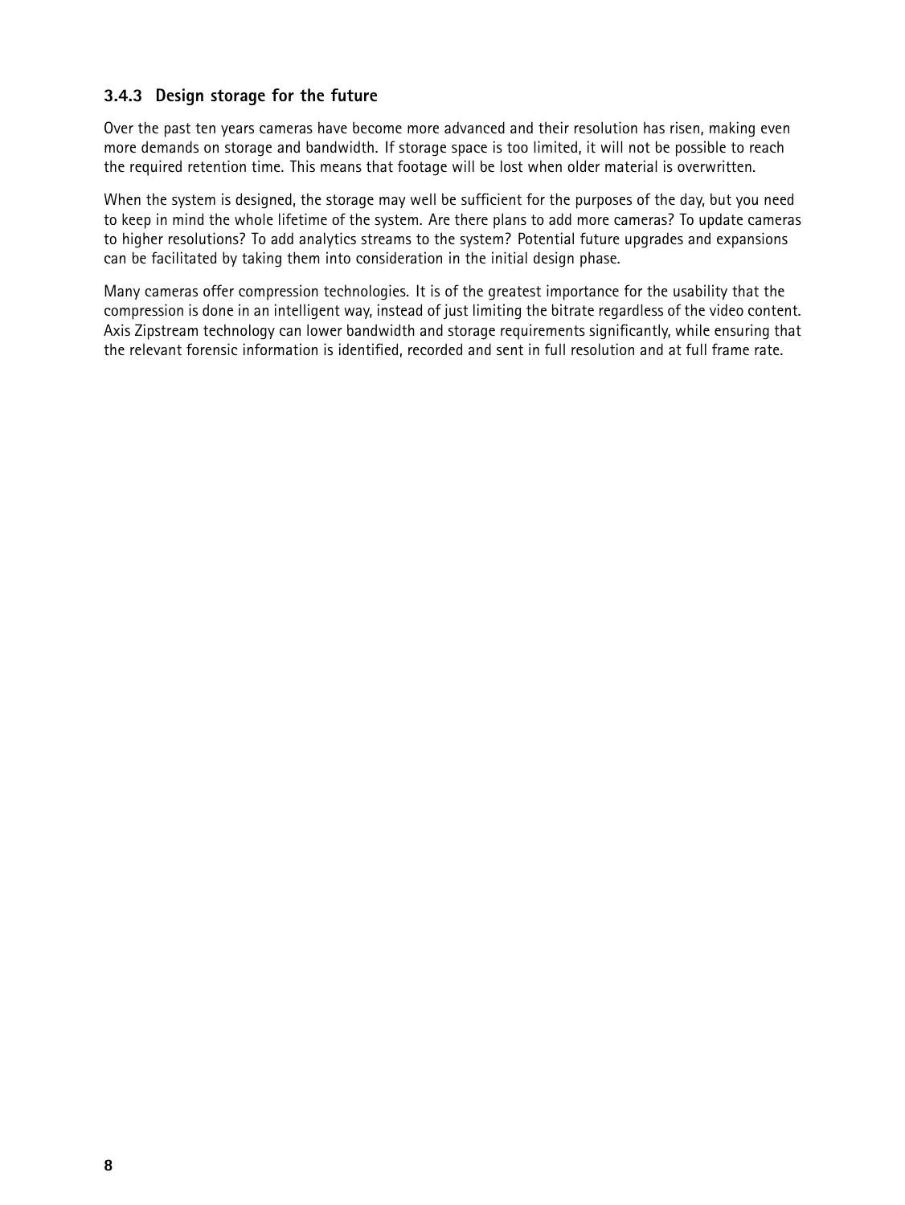### 3.4.3 Design storage for the future

Over the past ten years cameras have become more advanced and their resolution has risen, making even more demands on storage and bandwidth. If storage space is too limited, it will not be possible to reach the required retention time. This means that footage will be lost when older material is overwritten.

When the system is designed, the storage may well be sufficient for the purposes of the day, but you need to keep in mind the whole lifetime of the system. Are there plans to add more cameras? To update cameras to higher resolutions? To add analytics streams to the system? Potential future upgrades and expansions can be facilitated by taking them into consideration in the initial design phase.

Many cameras offer compression technologies. It is of the greatest importance for the usability that the compression is done in an intelligent way, instead of just limiting the bitrate regardless of the video content. Axis Zipstream technology can lower bandwidth and storage requirements significantly, while ensuring that the relevant forensic information is identified, recorded and sent in full resolution and at full frame rate.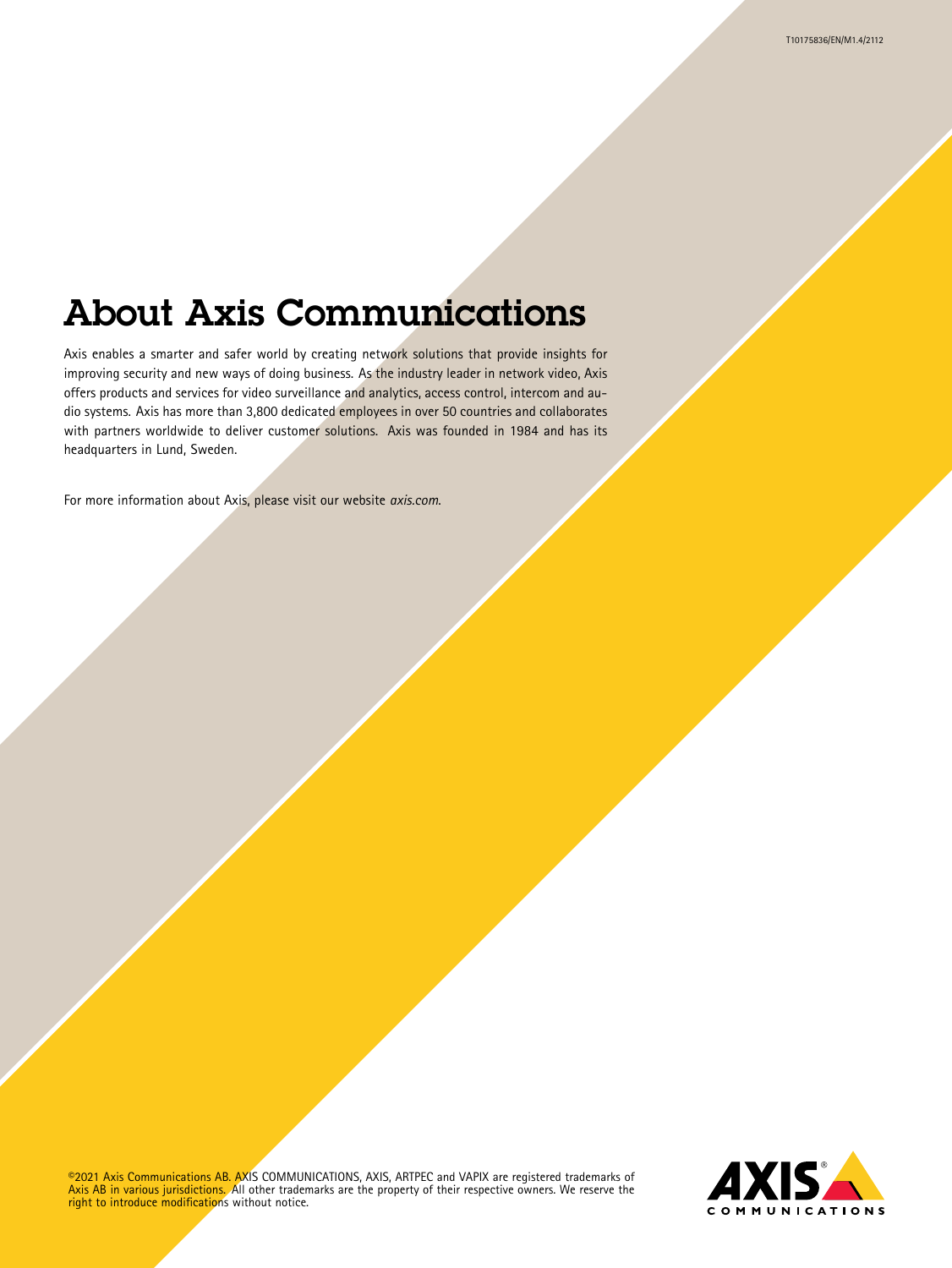T10175836/EN/M1.4/2112

# About Axis Communications

Axis enables a smarter and safer world by creating network solutions that provide insights for improving security and new ways of doing business. As the industry leader in network video, Axis offers products and services for video surveillance and analytics, access control, intercom and audio systems. Axis has more than 3,800 dedicated employees in over 50 countries and collaborates with partners worldwide to deliver customer solutions. Axis was founded in 1984 and has its headquarters in Lund, Sweden.

For more information about Axis, please visit our website *axis.com*.

©2021 Axis Communications AB. AXIS COMMUNICATIONS, AXIS, ARTPEC and VAPIX are registered trademarks of Axis AB in various jurisdictions. All other trademarks are the property of their respective owners. We reserve the right to introduce modifications without notice.

AXIS® COMMUNICATIONS